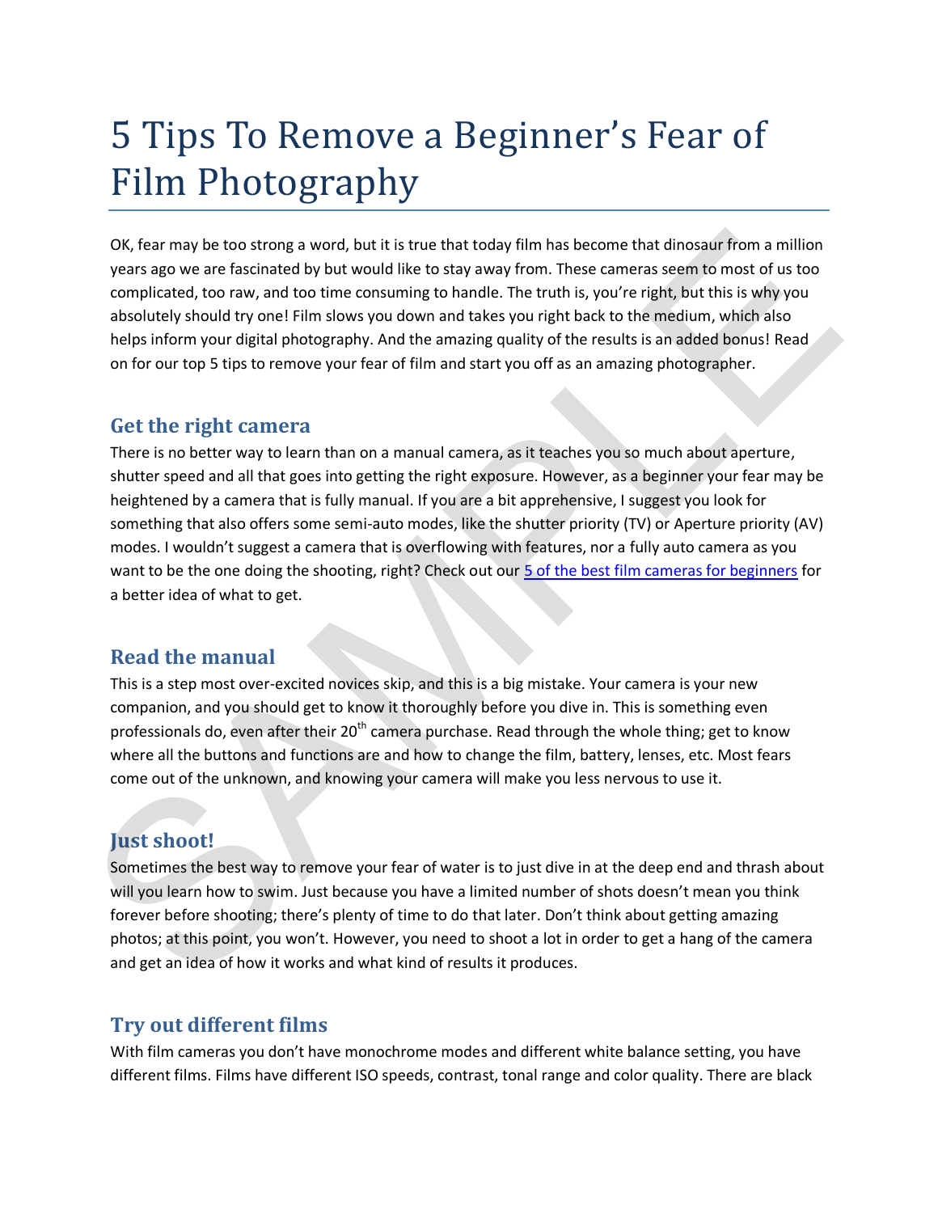# 5 Tips To Remove a Beginner's Fear of Film Photography

OK, fear may be too strong a word, but it is true that today film has become that dinosaur from a million years ago we are fascinated by but would like to stay away from. These cameras seem to most of us too complicated, too raw, and too time consuming to handle. The truth is, you're right, but this is why you absolutely should try one! Film slows you down and takes you right back to the medium, which also helps inform your digital photography. And the amazing quality of the results is an added bonus! Read on for our top 5 tips to remove your fear of film and start you off as an amazing photographer.

## Get the right camera

There is no better way to learn than on a manual camera, as it teaches you so much about aperture, shutter speed and all that goes into getting the right exposure. However, as a beginner your fear may be heightened by a camera that is fully manual. If you are a bit apprehensive, I suggest you look for something that also offers some semi-auto modes, like the shutter priority (TV) or Aperture priority (AV) modes. I wouldn't suggest a camera that is overflowing with features, nor a fully auto camera as you want to be the one doing the shooting, right? Check out our 5 of the best film cameras for beginners for a better idea of what to get.

## Read the manual

This is a step most over-excited novices skip, and this is a big mistake. Your camera is your new companion, and you should get to know it thoroughly before you dive in. This is something even professionals do, even after their 20th camera purchase. Read through the whole thing; get to know where all the buttons and functions are and how to change the film, battery, lenses, etc. Most fears come out of the unknown, and knowing your camera will make you less nervous to use it.

## Just shoot!

Sometimes the best way to remove your fear of water is to just dive in at the deep end and thrash about will you learn how to swim. Just because you have a limited number of shots doesn't mean you think forever before shooting; there's plenty of time to do that later. Don't think about getting amazing photos; at this point, you won't. However, you need to shoot a lot in order to get a hang of the camera and get an idea of how it works and what kind of results it produces.

## Try out different films

With film cameras you don't have monochrome modes and different white balance setting, you have different films. Films have different ISO speeds, contrast, tonal range and color quality. There are black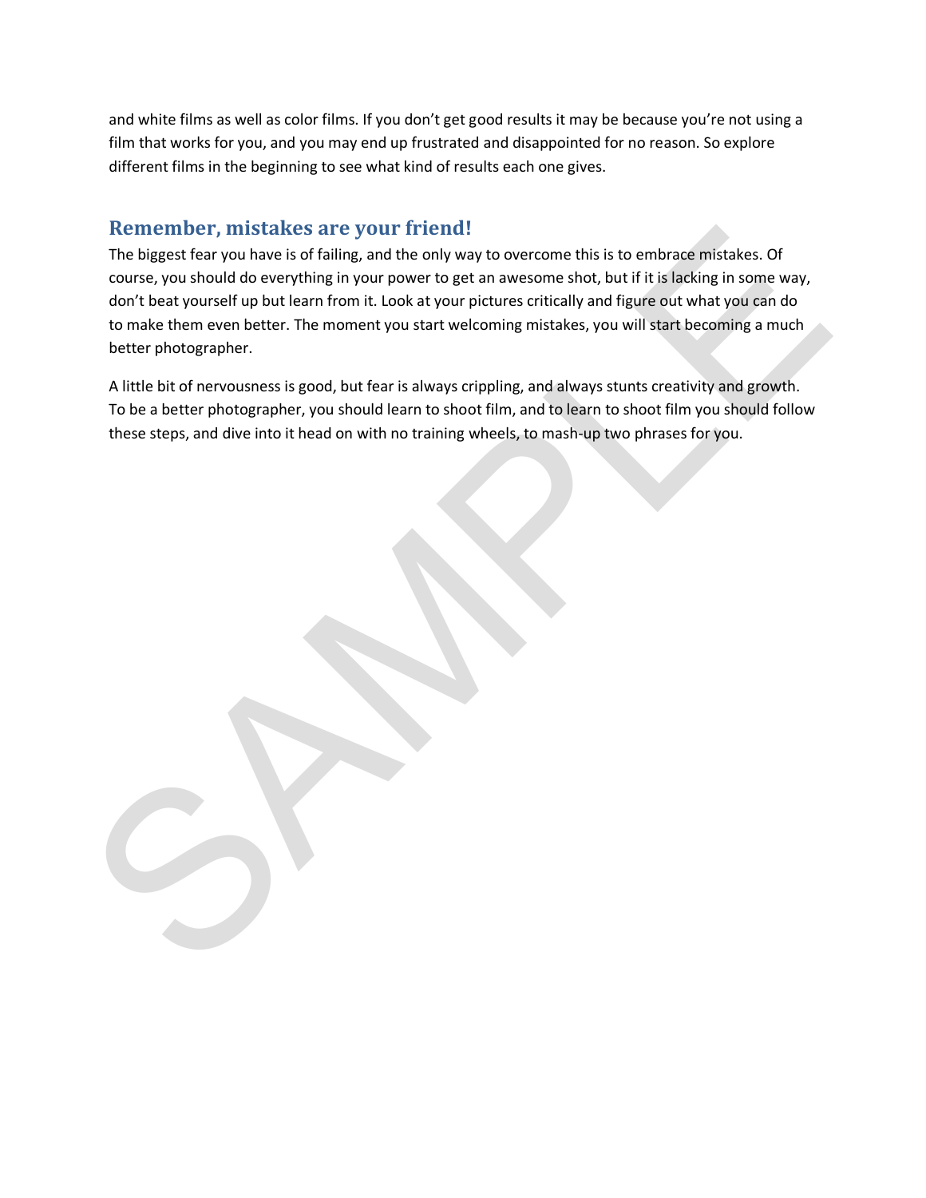and white films as well as color films. If you don't get good results it may be because you're not using a film that works for you, and you may end up frustrated and disappointed for no reason. So explore different films in the beginning to see what kind of results each one gives.

## Remember, mistakes are your friend!

The biggest fear you have is of failing, and the only way to overcome this is to embrace mistakes. Of course, you should do everything in your power to get an awesome shot, but if it is lacking in some way, don't beat yourself up but learn from it. Look at your pictures critically and figure out what you can do to make them even better. The moment you start welcoming mistakes, you will start becoming a much better photographer.

A little bit of nervousness is good, but fear is always crippling, and always stunts creativity and growth. To be a better photographer, you should learn to shoot film, and to learn to shoot film you should follow these steps, and dive into it head on with no training wheels, to mash-up two phrases for you.